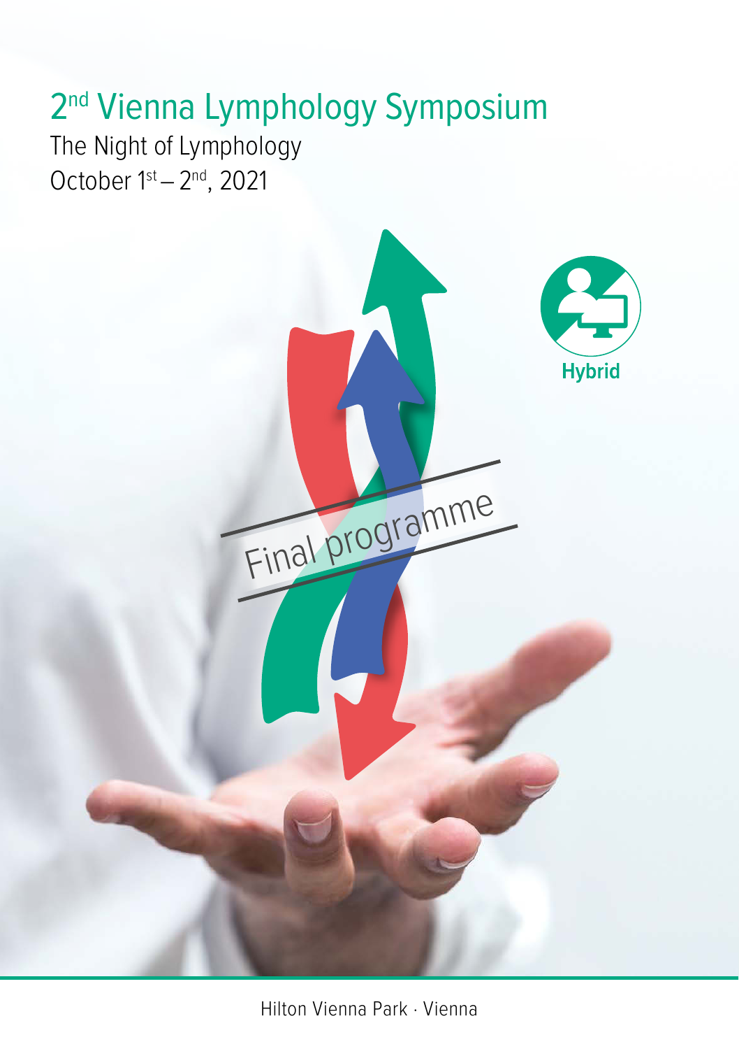# 2nd Vienna Lymphology Symposium

The Night of Lymphology

October 1st – 2nd, 2021

Hybrid

Final programme

Hilton Vienna Park · Vienna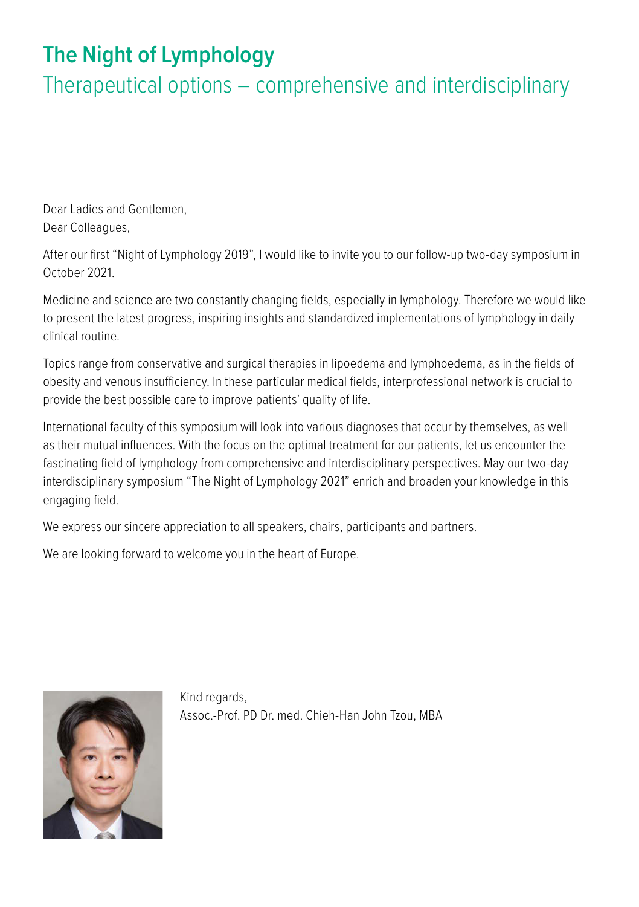# The Night of Lymphology

## Therapeutical options – comprehensive and interdisciplinary

Dear Ladies and Gentlemen,
Dear Colleagues,

After our first "Night of Lymphology 2019", I would like to invite you to our follow-up two-day symposium in October 2021.

Medicine and science are two constantly changing fields, especially in lymphology. Therefore we would like to present the latest progress, inspiring insights and standardized implementations of lymphology in daily clinical routine.

Topics range from conservative and surgical therapies in lipoedema and lymphoedema, as in the fields of obesity and venous insufficiency. In these particular medical fields, interprofessional network is crucial to provide the best possible care to improve patients' quality of life.

International faculty of this symposium will look into various diagnoses that occur by themselves, as well as their mutual influences. With the focus on the optimal treatment for our patients, let us encounter the fascinating field of lymphology from comprehensive and interdisciplinary perspectives. May our two-day interdisciplinary symposium "The Night of Lymphology 2021" enrich and broaden your knowledge in this engaging field.

We express our sincere appreciation to all speakers, chairs, participants and partners.

We are looking forward to welcome you in the heart of Europe.

Kind regards,
Assoc.-Prof. PD Dr. med. Chieh-Han John Tzou, MBA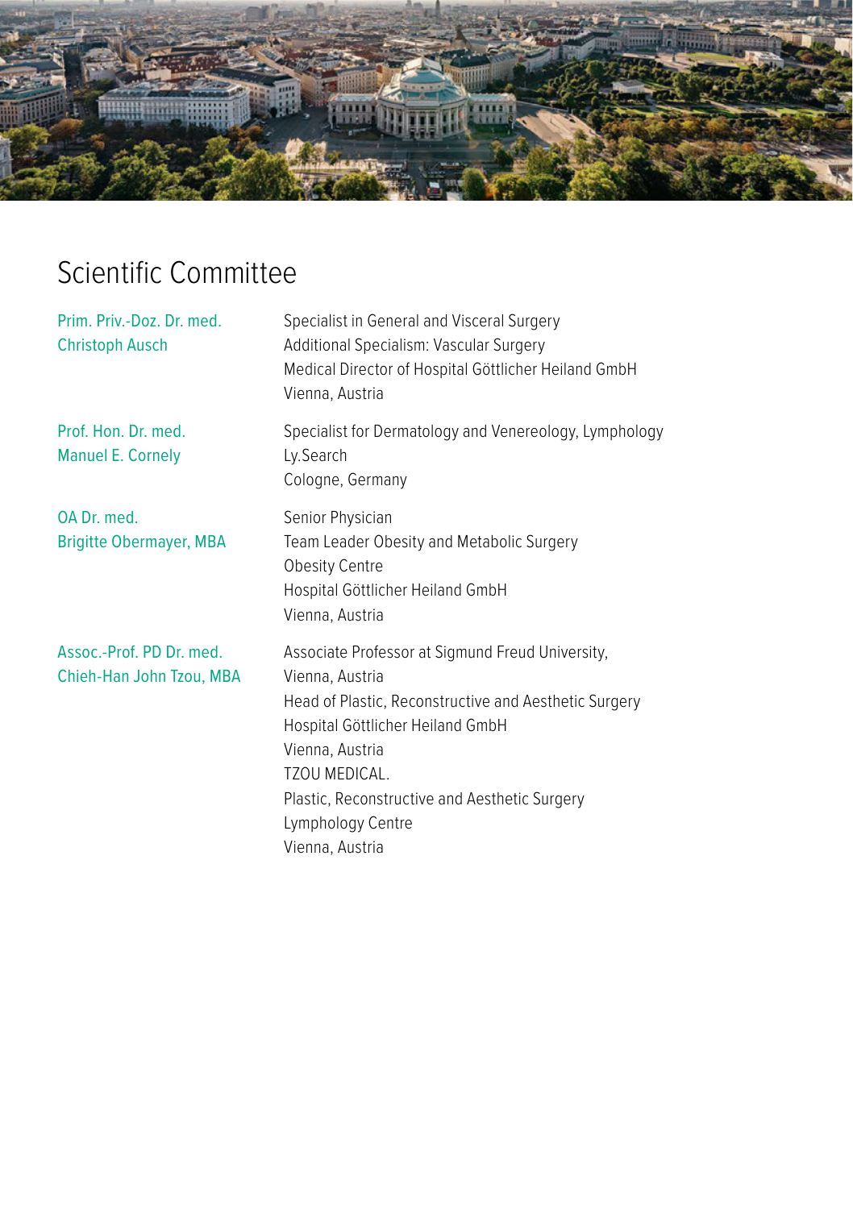# Scientific Committee

**Prim. Priv.-Doz. Dr. med. Christoph Ausch**
Specialist in General and Visceral Surgery
Additional Specialism: Vascular Surgery
Medical Director of Hospital Göttlicher Heiland GmbH
Vienna, Austria

**Prof. Hon. Dr. med. Manuel E. Cornely**
Specialist for Dermatology and Venereology, Lymphology
Ly.Search
Cologne, Germany

**OA Dr. med. Brigitte Obermayer, MBA**
Senior Physician
Team Leader Obesity and Metabolic Surgery
Obesity Centre
Hospital Göttlicher Heiland GmbH
Vienna, Austria

**Assoc.-Prof. PD Dr. med. Chieh-Han John Tzou, MBA**
Associate Professor at Sigmund Freud University,
Vienna, Austria
Head of Plastic, Reconstructive and Aesthetic Surgery
Hospital Göttlicher Heiland GmbH
Vienna, Austria
TZOU MEDICAL.
Plastic, Reconstructive and Aesthetic Surgery
Lymphology Centre
Vienna, Austria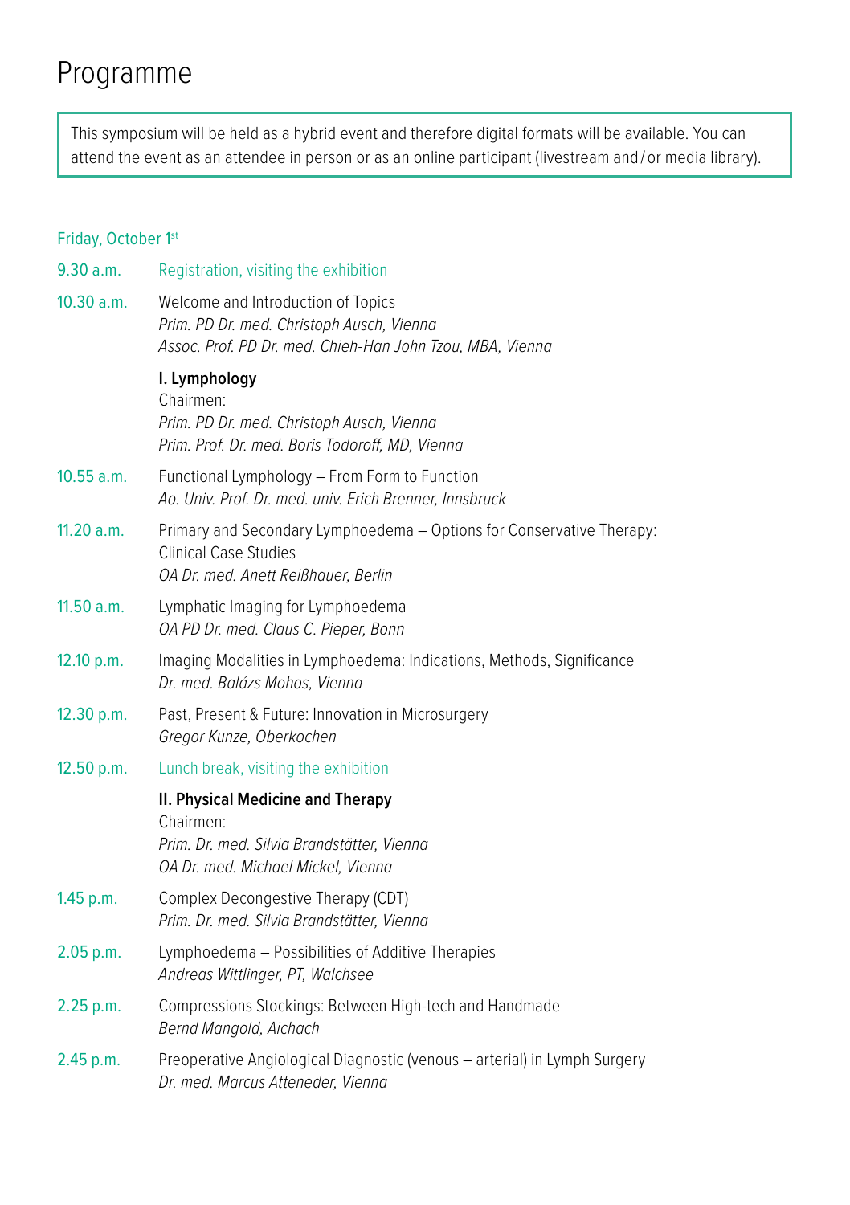# Programme

This symposium will be held as a hybrid event and therefore digital formats will be available. You can attend the event as an attendee in person or as an online participant (livestream and / or media library).

## Friday, October 1st

**9.30 a.m.** Registration, visiting the exhibition

**10.30 a.m.** Welcome and Introduction of Topics
*Prim. PD Dr. med. Christoph Ausch, Vienna*
*Assoc. Prof. PD Dr. med. Chieh-Han John Tzou, MBA, Vienna*

### I. Lymphology

Chairmen:
*Prim. PD Dr. med. Christoph Ausch, Vienna*
*Prim. Prof. Dr. med. Boris Todoroff, MD, Vienna*

**10.55 a.m.** Functional Lymphology – From Form to Function
*Ao. Univ. Prof. Dr. med. univ. Erich Brenner, Innsbruck*

**11.20 a.m.** Primary and Secondary Lymphoedema – Options for Conservative Therapy: Clinical Case Studies
*OA Dr. med. Anett Reißhauer, Berlin*

**11.50 a.m.** Lymphatic Imaging for Lymphoedema
*OA PD Dr. med. Claus C. Pieper, Bonn*

**12.10 p.m.** Imaging Modalities in Lymphoedema: Indications, Methods, Significance
*Dr. med. Balázs Mohos, Vienna*

**12.30 p.m.** Past, Present & Future: Innovation in Microsurgery
*Gregor Kunze, Oberkochen*

**12.50 p.m.** Lunch break, visiting the exhibition

### II. Physical Medicine and Therapy

Chairmen:
*Prim. Dr. med. Silvia Brandstätter, Vienna*
*OA Dr. med. Michael Mickel, Vienna*

**1.45 p.m.** Complex Decongestive Therapy (CDT)
*Prim. Dr. med. Silvia Brandstätter, Vienna*

**2.05 p.m.** Lymphoedema – Possibilities of Additive Therapies
*Andreas Wittlinger, PT, Walchsee*

**2.25 p.m.** Compressions Stockings: Between High-tech and Handmade
*Bernd Mangold, Aichach*

**2.45 p.m.** Preoperative Angiological Diagnostic (venous – arterial) in Lymph Surgery
*Dr. med. Marcus Atteneder, Vienna*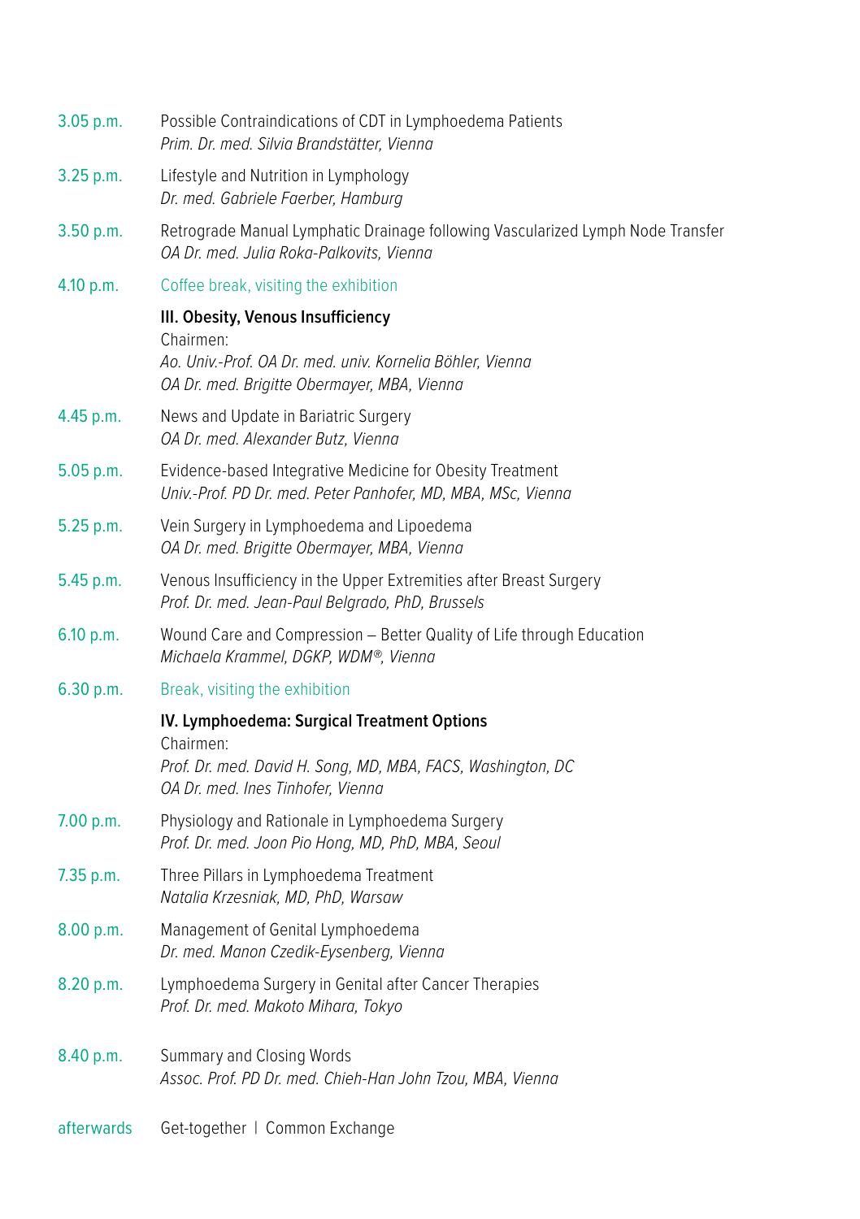3.05 p.m. Possible Contraindications of CDT in Lymphoedema Patients
*Prim. Dr. med. Silvia Brandstätter, Vienna*

3.25 p.m. Lifestyle and Nutrition in Lymphology
*Dr. med. Gabriele Faerber, Hamburg*

3.50 p.m. Retrograde Manual Lymphatic Drainage following Vascularized Lymph Node Transfer
*OA Dr. med. Julia Roka-Palkovits, Vienna*

4.10 p.m. Coffee break, visiting the exhibition

**III. Obesity, Venous Insufficiency**

Chairmen:
*Ao. Univ.-Prof. OA Dr. med. univ. Kornelia Böhler, Vienna*
*OA Dr. med. Brigitte Obermayer, MBA, Vienna*

4.45 p.m. News and Update in Bariatric Surgery
*OA Dr. med. Alexander Butz, Vienna*

5.05 p.m. Evidence-based Integrative Medicine for Obesity Treatment
*Univ.-Prof. PD Dr. med. Peter Panhofer, MD, MBA, MSc, Vienna*

5.25 p.m. Vein Surgery in Lymphoedema and Lipoedema
*OA Dr. med. Brigitte Obermayer, MBA, Vienna*

5.45 p.m. Venous Insufficiency in the Upper Extremities after Breast Surgery
*Prof. Dr. med. Jean-Paul Belgrado, PhD, Brussels*

6.10 p.m. Wound Care and Compression – Better Quality of Life through Education
*Michaela Krammel, DGKP, WDM®, Vienna*

6.30 p.m. Break, visiting the exhibition

**IV. Lymphoedema: Surgical Treatment Options**

Chairmen:
*Prof. Dr. med. David H. Song, MD, MBA, FACS, Washington, DC*
*OA Dr. med. Ines Tinhofer, Vienna*

7.00 p.m. Physiology and Rationale in Lymphoedema Surgery
*Prof. Dr. med. Joon Pio Hong, MD, PhD, MBA, Seoul*

7.35 p.m. Three Pillars in Lymphoedema Treatment
*Natalia Krzesniak, MD, PhD, Warsaw*

8.00 p.m. Management of Genital Lymphoedema
*Dr. med. Manon Czedik-Eysenberg, Vienna*

8.20 p.m. Lymphoedema Surgery in Genital after Cancer Therapies
*Prof. Dr. med. Makoto Mihara, Tokyo*

8.40 p.m. Summary and Closing Words
*Assoc. Prof. PD Dr. med. Chieh-Han John Tzou, MBA, Vienna*

afterwards Get-together | Common Exchange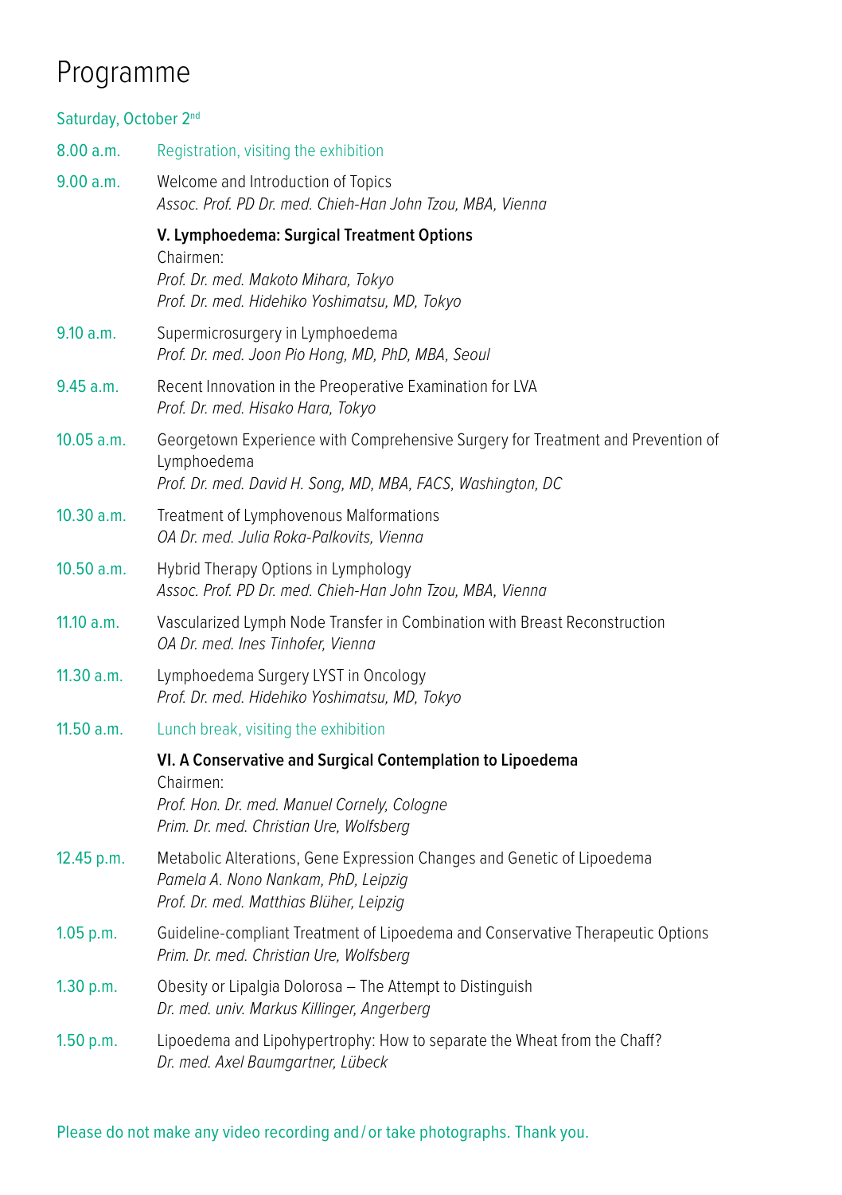# Programme

Saturday, October 2nd

8.00 a.m. Registration, visiting the exhibition

9.00 a.m. Welcome and Introduction of Topics
*Assoc. Prof. PD Dr. med. Chieh-Han John Tzou, MBA, Vienna*

**V. Lymphoedema: Surgical Treatment Options**
Chairmen:
*Prof. Dr. med. Makoto Mihara, Tokyo*
*Prof. Dr. med. Hidehiko Yoshimatsu, MD, Tokyo*

9.10 a.m. Supermicrosurgery in Lymphoedema
*Prof. Dr. med. Joon Pio Hong, MD, PhD, MBA, Seoul*

9.45 a.m. Recent Innovation in the Preoperative Examination for LVA
*Prof. Dr. med. Hisako Hara, Tokyo*

10.05 a.m. Georgetown Experience with Comprehensive Surgery for Treatment and Prevention of Lymphoedema
*Prof. Dr. med. David H. Song, MD, MBA, FACS, Washington, DC*

10.30 a.m. Treatment of Lymphovenous Malformations
*OA Dr. med. Julia Roka-Palkovits, Vienna*

10.50 a.m. Hybrid Therapy Options in Lymphology
*Assoc. Prof. PD Dr. med. Chieh-Han John Tzou, MBA, Vienna*

11.10 a.m. Vascularized Lymph Node Transfer in Combination with Breast Reconstruction
*OA Dr. med. Ines Tinhofer, Vienna*

11.30 a.m. Lymphoedema Surgery LYST in Oncology
*Prof. Dr. med. Hidehiko Yoshimatsu, MD, Tokyo*

11.50 a.m. Lunch break, visiting the exhibition

**VI. A Conservative and Surgical Contemplation to Lipoedema**
Chairmen:
*Prof. Hon. Dr. med. Manuel Cornely, Cologne*
*Prim. Dr. med. Christian Ure, Wolfsberg*

12.45 p.m. Metabolic Alterations, Gene Expression Changes and Genetic of Lipoedema
*Pamela A. Nono Nankam, PhD, Leipzig*
*Prof. Dr. med. Matthias Blüher, Leipzig*

1.05 p.m. Guideline-compliant Treatment of Lipoedema and Conservative Therapeutic Options
*Prim. Dr. med. Christian Ure, Wolfsberg*

1.30 p.m. Obesity or Lipalgia Dolorosa – The Attempt to Distinguish
*Dr. med. univ. Markus Killinger, Angerberg*

1.50 p.m. Lipoedema and Lipohypertrophy: How to separate the Wheat from the Chaff?
*Dr. med. Axel Baumgartner, Lübeck*

Please do not make any video recording and / or take photographs. Thank you.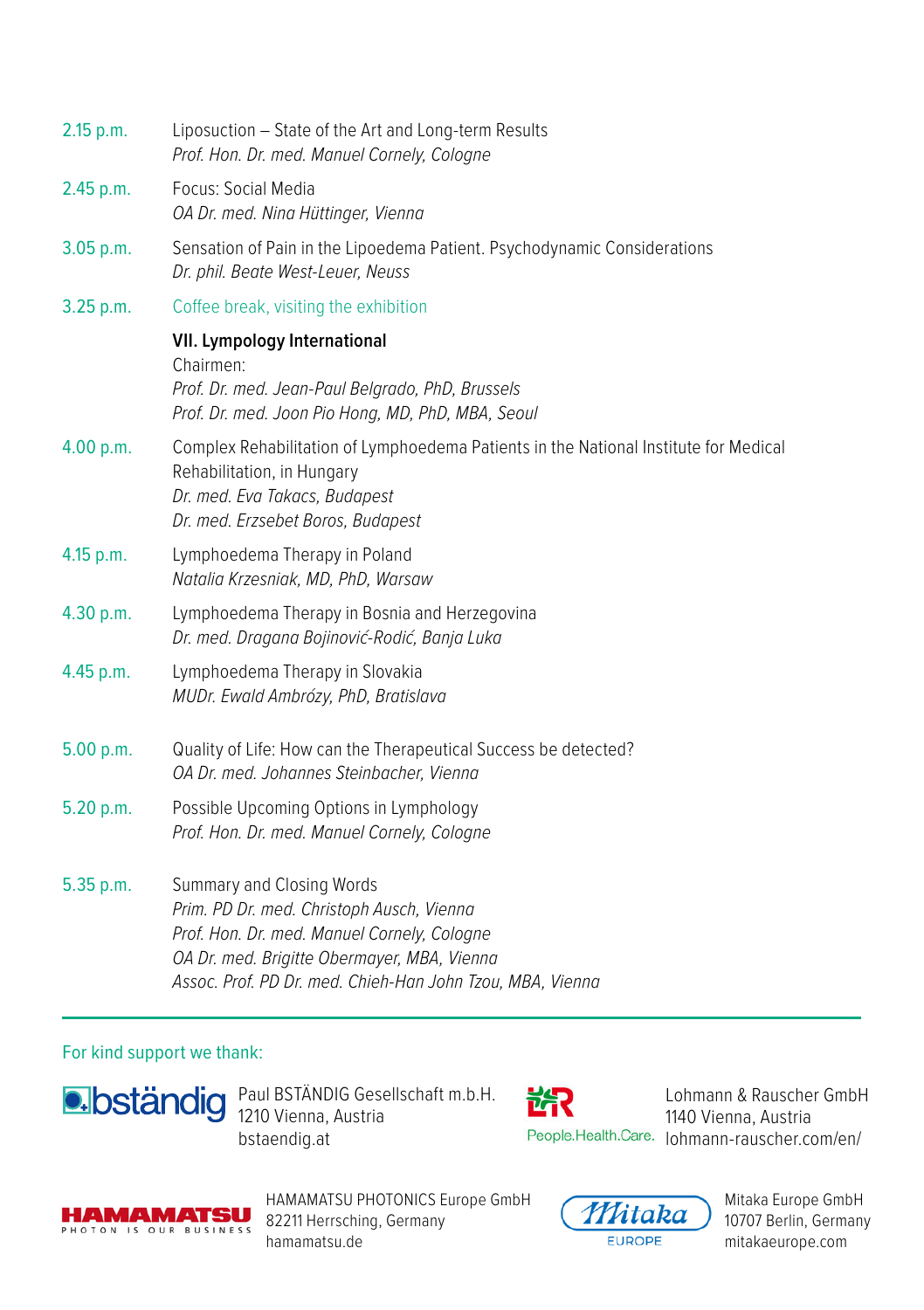2.15 p.m. Liposuction – State of the Art and Long-term Results
*Prof. Hon. Dr. med. Manuel Cornely, Cologne*

2.45 p.m. Focus: Social Media
*OA Dr. med. Nina Hüttinger, Vienna*

3.05 p.m. Sensation of Pain in the Lipoedema Patient. Psychodynamic Considerations
*Dr. phil. Beate West-Leuer, Neuss*

3.25 p.m. Coffee break, visiting the exhibition

**VII. Lympology International**
Chairmen:
*Prof. Dr. med. Jean-Paul Belgrado, PhD, Brussels*
*Prof. Dr. med. Joon Pio Hong, MD, PhD, MBA, Seoul*

4.00 p.m. Complex Rehabilitation of Lymphoedema Patients in the National Institute for Medical Rehabilitation, in Hungary
*Dr. med. Eva Takacs, Budapest*
*Dr. med. Erzsebet Boros, Budapest*

4.15 p.m. Lymphoedema Therapy in Poland
*Natalia Krzesniak, MD, PhD, Warsaw*

4.30 p.m. Lymphoedema Therapy in Bosnia and Herzegovina
*Dr. med. Dragana Bojinović-Rodić, Banja Luka*

4.45 p.m. Lymphoedema Therapy in Slovakia
*MUDr. Ewald Ambrózy, PhD, Bratislava*

5.00 p.m. Quality of Life: How can the Therapeutical Success be detected?
*OA Dr. med. Johannes Steinbacher, Vienna*

5.20 p.m. Possible Upcoming Options in Lymphology
*Prof. Hon. Dr. med. Manuel Cornely, Cologne*

5.35 p.m. Summary and Closing Words
*Prim. PD Dr. med. Christoph Ausch, Vienna*
*Prof. Hon. Dr. med. Manuel Cornely, Cologne*
*OA Dr. med. Brigitte Obermayer, MBA, Vienna*
*Assoc. Prof. PD Dr. med. Chieh-Han John Tzou, MBA, Vienna*

---

For kind support we thank:

Paul BSTÄNDIG Gesellschaft m.b.H.
1210 Vienna, Austria
bstaendig.at

Lohmann & Rauscher GmbH
1140 Vienna, Austria
lohmann-rauscher.com/en/

HAMAMATSU PHOTONICS Europe GmbH
82211 Herrsching, Germany
hamamatsu.de

Mitaka Europe GmbH
10707 Berlin, Germany
mitakaeurope.com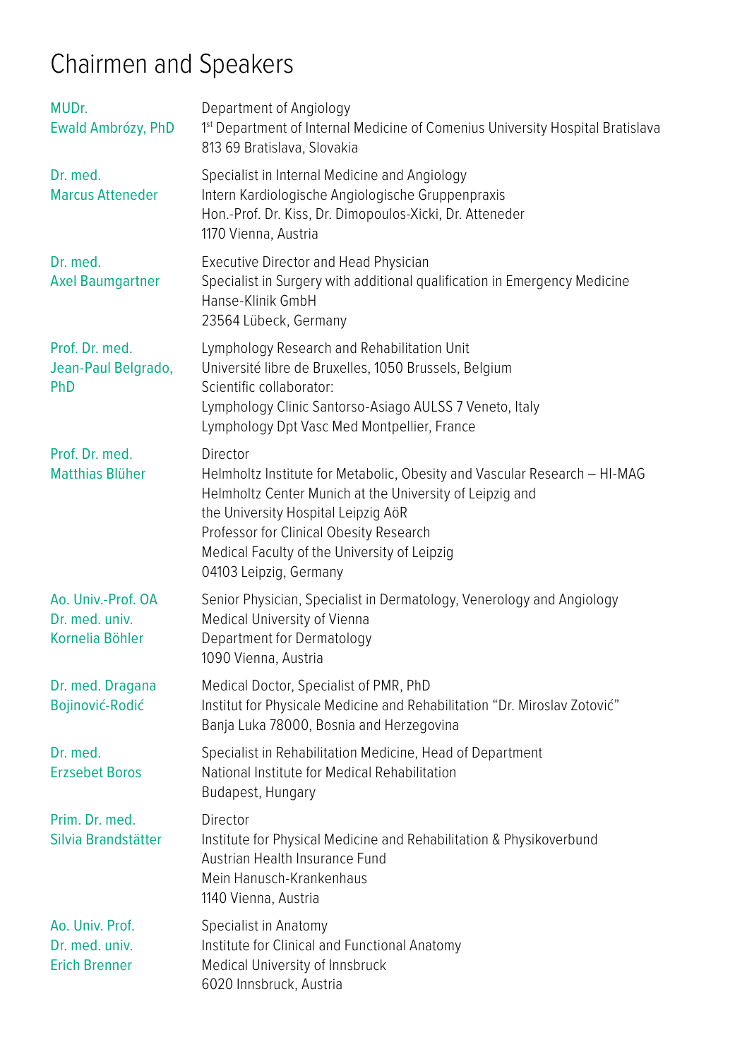# Chairmen and Speakers

| | |
|---|---|
| MUDr.<br>Ewald Ambrózy, PhD | Department of Angiology<br>1st Department of Internal Medicine of Comenius University Hospital Bratislava<br>813 69 Bratislava, Slovakia |
| Dr. med.<br>Marcus Atteneder | Specialist in Internal Medicine and Angiology<br>Intern Kardiologische Angiologische Gruppenpraxis<br>Hon.-Prof. Dr. Kiss, Dr. Dimopoulos-Xicki, Dr. Atteneder<br>1170 Vienna, Austria |
| Dr. med.<br>Axel Baumgartner | Executive Director and Head Physician<br>Specialist in Surgery with additional qualification in Emergency Medicine<br>Hanse-Klinik GmbH<br>23564 Lübeck, Germany |
| Prof. Dr. med.<br>Jean-Paul Belgrado, PhD | Lymphology Research and Rehabilitation Unit<br>Université libre de Bruxelles, 1050 Brussels, Belgium<br>Scientific collaborator:<br>Lymphology Clinic Santorso-Asiago AULSS 7 Veneto, Italy<br>Lymphology Dpt Vasc Med Montpellier, France |
| Prof. Dr. med.<br>Matthias Blüher | Director<br>Helmholtz Institute for Metabolic, Obesity and Vascular Research – HI-MAG<br>Helmholtz Center Munich at the University of Leipzig and<br>the University Hospital Leipzig AöR<br>Professor for Clinical Obesity Research<br>Medical Faculty of the University of Leipzig<br>04103 Leipzig, Germany |
| Ao. Univ.-Prof. OA<br>Dr. med. univ.<br>Kornelia Böhler | Senior Physician, Specialist in Dermatology, Venerology and Angiology<br>Medical University of Vienna<br>Department for Dermatology<br>1090 Vienna, Austria |
| Dr. med. Dragana<br>Bojinović-Rodić | Medical Doctor, Specialist of PMR, PhD<br>Institut for Physicale Medicine and Rehabilitation "Dr. Miroslav Zotović"<br>Banja Luka 78000, Bosnia and Herzegovina |
| Dr. med.<br>Erzsebet Boros | Specialist in Rehabilitation Medicine, Head of Department<br>National Institute for Medical Rehabilitation<br>Budapest, Hungary |
| Prim. Dr. med.<br>Silvia Brandstätter | Director<br>Institute for Physical Medicine and Rehabilitation & Physikoverbund<br>Austrian Health Insurance Fund<br>Mein Hanusch-Krankenhaus<br>1140 Vienna, Austria |
| Ao. Univ. Prof.<br>Dr. med. univ.<br>Erich Brenner | Specialist in Anatomy<br>Institute for Clinical and Functional Anatomy<br>Medical University of Innsbruck<br>6020 Innsbruck, Austria |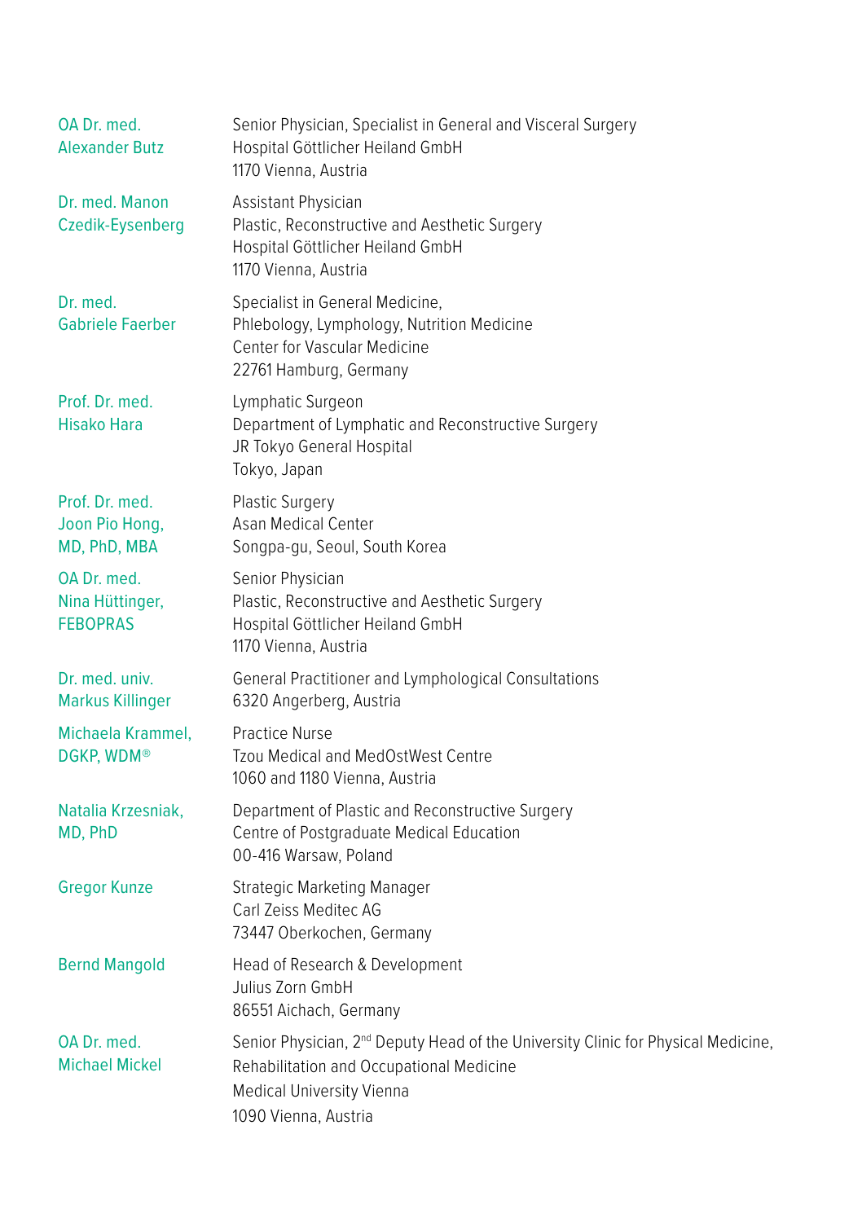**OA Dr. med. Alexander Butz**
Senior Physician, Specialist in General and Visceral Surgery
Hospital Göttlicher Heiland GmbH
1170 Vienna, Austria

**Dr. med. Manon Czedik-Eysenberg**
Assistant Physician
Plastic, Reconstructive and Aesthetic Surgery
Hospital Göttlicher Heiland GmbH
1170 Vienna, Austria

**Dr. med. Gabriele Faerber**
Specialist in General Medicine,
Phlebology, Lymphology, Nutrition Medicine
Center for Vascular Medicine
22761 Hamburg, Germany

**Prof. Dr. med. Hisako Hara**
Lymphatic Surgeon
Department of Lymphatic and Reconstructive Surgery
JR Tokyo General Hospital
Tokyo, Japan

**Prof. Dr. med. Joon Pio Hong, MD, PhD, MBA**
Plastic Surgery
Asan Medical Center
Songpa-gu, Seoul, South Korea

**OA Dr. med. Nina Hüttinger, FEBOPRAS**
Senior Physician
Plastic, Reconstructive and Aesthetic Surgery
Hospital Göttlicher Heiland GmbH
1170 Vienna, Austria

**Dr. med. univ. Markus Killinger**
General Practitioner and Lymphological Consultations
6320 Angerberg, Austria

**Michaela Krammel, DGKP, WDM®**
Practice Nurse
Tzou Medical and MedOstWest Centre
1060 and 1180 Vienna, Austria

**Natalia Krzesniak, MD, PhD**
Department of Plastic and Reconstructive Surgery
Centre of Postgraduate Medical Education
00-416 Warsaw, Poland

**Gregor Kunze**
Strategic Marketing Manager
Carl Zeiss Meditec AG
73447 Oberkochen, Germany

**Bernd Mangold**
Head of Research & Development
Julius Zorn GmbH
86551 Aichach, Germany

**OA Dr. med. Michael Mickel**
Senior Physician, 2nd Deputy Head of the University Clinic for Physical Medicine, Rehabilitation and Occupational Medicine
Medical University Vienna
1090 Vienna, Austria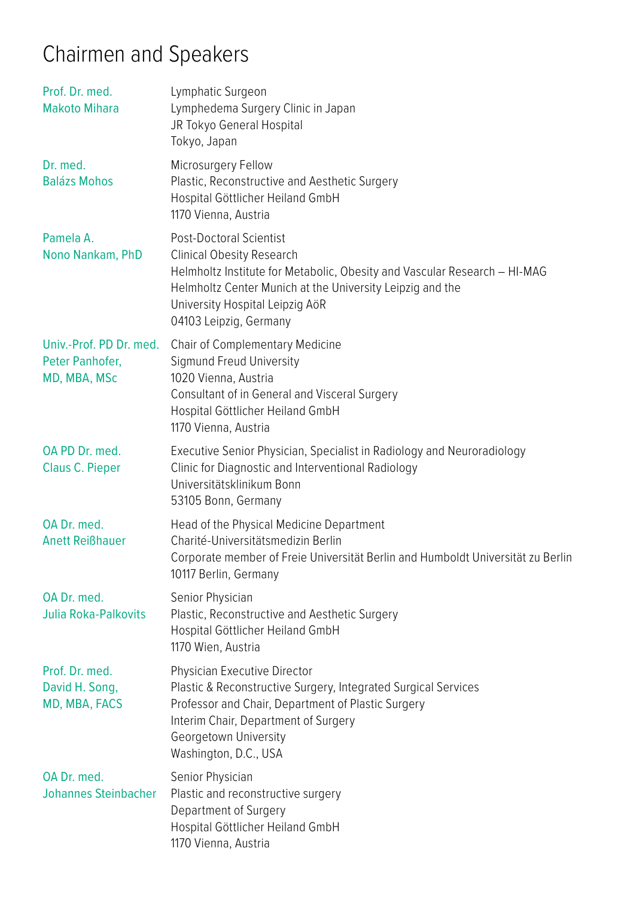# Chairmen and Speakers

**Prof. Dr. med. Makoto Mihara**
Lymphatic Surgeon
Lymphedema Surgery Clinic in Japan
JR Tokyo General Hospital
Tokyo, Japan

**Dr. med. Balázs Mohos**
Microsurgery Fellow
Plastic, Reconstructive and Aesthetic Surgery
Hospital Göttlicher Heiland GmbH
1170 Vienna, Austria

**Pamela A. Nono Nankam, PhD**
Post-Doctoral Scientist
Clinical Obesity Research
Helmholtz Institute for Metabolic, Obesity and Vascular Research – HI-MAG
Helmholtz Center Munich at the University Leipzig and the
University Hospital Leipzig AöR
04103 Leipzig, Germany

**Univ.-Prof. PD Dr. med. Peter Panhofer, MD, MBA, MSc**
Chair of Complementary Medicine
Sigmund Freud University
1020 Vienna, Austria
Consultant of in General and Visceral Surgery
Hospital Göttlicher Heiland GmbH
1170 Vienna, Austria

**OA PD Dr. med. Claus C. Pieper**
Executive Senior Physician, Specialist in Radiology and Neuroradiology
Clinic for Diagnostic and Interventional Radiology
Universitätsklinikum Bonn
53105 Bonn, Germany

**OA Dr. med. Anett Reißhauer**
Head of the Physical Medicine Department
Charité-Universitätsmedizin Berlin
Corporate member of Freie Universität Berlin and Humboldt Universität zu Berlin
10117 Berlin, Germany

**OA Dr. med. Julia Roka-Palkovits**
Senior Physician
Plastic, Reconstructive and Aesthetic Surgery
Hospital Göttlicher Heiland GmbH
1170 Wien, Austria

**Prof. Dr. med. David H. Song, MD, MBA, FACS**
Physician Executive Director
Plastic & Reconstructive Surgery, Integrated Surgical Services
Professor and Chair, Department of Plastic Surgery
Interim Chair, Department of Surgery
Georgetown University
Washington, D.C., USA

**OA Dr. med. Johannes Steinbacher**
Senior Physician
Plastic and reconstructive surgery
Department of Surgery
Hospital Göttlicher Heiland GmbH
1170 Vienna, Austria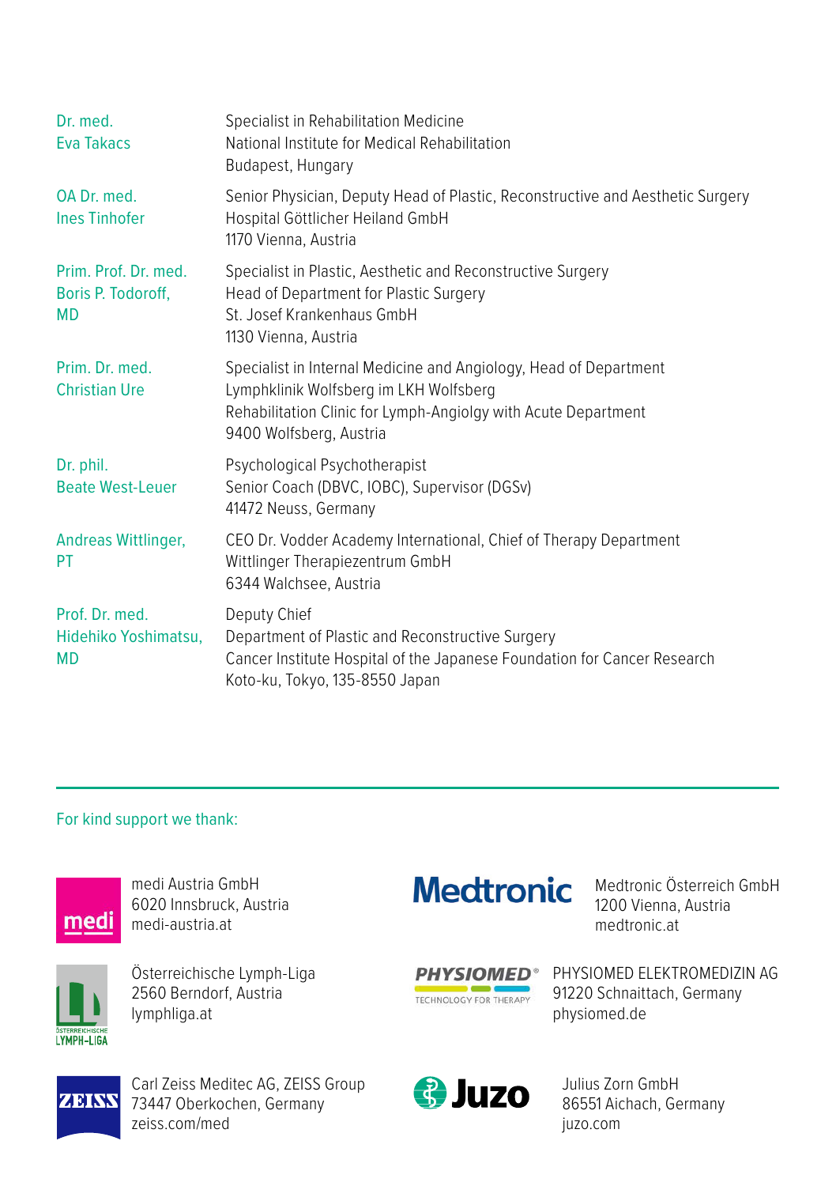| | |
|---|---|
| Dr. med. Eva Takacs | Specialist in Rehabilitation Medicine<br>National Institute for Medical Rehabilitation<br>Budapest, Hungary |
| OA Dr. med. Ines Tinhofer | Senior Physician, Deputy Head of Plastic, Reconstructive and Aesthetic Surgery<br>Hospital Göttlicher Heiland GmbH<br>1170 Vienna, Austria |
| Prim. Prof. Dr. med. Boris P. Todoroff, MD | Specialist in Plastic, Aesthetic and Reconstructive Surgery<br>Head of Department for Plastic Surgery<br>St. Josef Krankenhaus GmbH<br>1130 Vienna, Austria |
| Prim. Dr. med. Christian Ure | Specialist in Internal Medicine and Angiology, Head of Department<br>Lymphklinik Wolfsberg im LKH Wolfsberg<br>Rehabilitation Clinic for Lymph-Angiolgy with Acute Department<br>9400 Wolfsberg, Austria |
| Dr. phil. Beate West-Leuer | Psychological Psychotherapist<br>Senior Coach (DBVC, IOBC), Supervisor (DGSv)<br>41472 Neuss, Germany |
| Andreas Wittlinger, PT | CEO Dr. Vodder Academy International, Chief of Therapy Department<br>Wittlinger Therapiezentrum GmbH<br>6344 Walchsee, Austria |
| Prof. Dr. med. Hidehiko Yoshimatsu, MD | Deputy Chief<br>Department of Plastic and Reconstructive Surgery<br>Cancer Institute Hospital of the Japanese Foundation for Cancer Research<br>Koto-ku, Tokyo, 135-8550 Japan |

For kind support we thank:

medi Austria GmbH
6020 Innsbruck, Austria
medi-austria.at

Medtronic Österreich GmbH
1200 Vienna, Austria
medtronic.at

Österreichische Lymph-Liga
2560 Berndorf, Austria
lymphliga.at

PHYSIOMED ELEKTROMEDIZIN AG
91220 Schnaittach, Germany
physiomed.de

Carl Zeiss Meditec AG, ZEISS Group
73447 Oberkochen, Germany
zeiss.com/med

Julius Zorn GmbH
86551 Aichach, Germany
juzo.com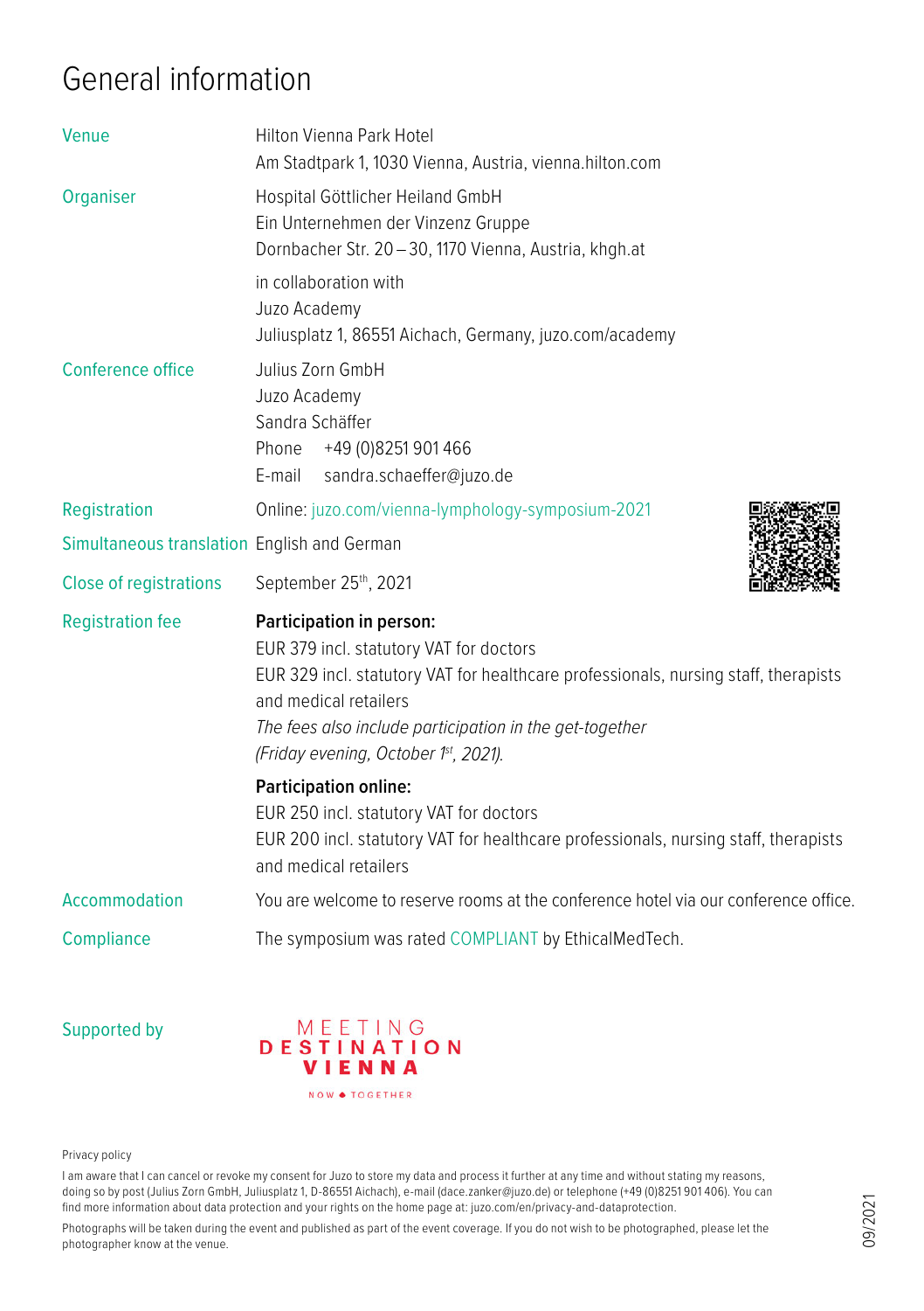# General information

**Venue**
Hilton Vienna Park Hotel
Am Stadtpark 1, 1030 Vienna, Austria, vienna.hilton.com

**Organiser**
Hospital Göttlicher Heiland GmbH
Ein Unternehmen der Vinzenz Gruppe
Dornbacher Str. 20 – 30, 1170 Vienna, Austria, khgh.at

in collaboration with
Juzo Academy
Juliusplatz 1, 86551 Aichach, Germany, juzo.com/academy

**Conference office**
Julius Zorn GmbH
Juzo Academy
Sandra Schäffer
Phone +49 (0)8251 901 466
E-mail sandra.schaeffer@juzo.de

**Registration**
Online: juzo.com/vienna-lymphology-symposium-2021

**Simultaneous translation**
English and German

**Close of registrations**
September 25th, 2021

**Registration fee**

**Participation in person:**
EUR 379 incl. statutory VAT for doctors
EUR 329 incl. statutory VAT for healthcare professionals, nursing staff, therapists and medical retailers
*The fees also include participation in the get-together (Friday evening, October 1st, 2021).*

**Participation online:**
EUR 250 incl. statutory VAT for doctors
EUR 200 incl. statutory VAT for healthcare professionals, nursing staff, therapists and medical retailers

**Accommodation**
You are welcome to reserve rooms at the conference hotel via our conference office.

**Compliance**
The symposium was rated COMPLIANT by EthicalMedTech.

**Supported by**
MEETING DESTINATION VIENNA
NOW • TOGETHER

Privacy policy

I am aware that I can cancel or revoke my consent for Juzo to store my data and process it further at any time and without stating my reasons, doing so by post (Julius Zorn GmbH, Juliusplatz 1, D-86551 Aichach), e-mail (dace.zanker@juzo.de) or telephone (+49 (0)8251 901 406). You can find more information about data protection and your rights on the home page at: juzo.com/en/privacy-and-dataprotection.

Photographs will be taken during the event and published as part of the event coverage. If you do not wish to be photographed, please let the photographer know at the venue.

09/2021